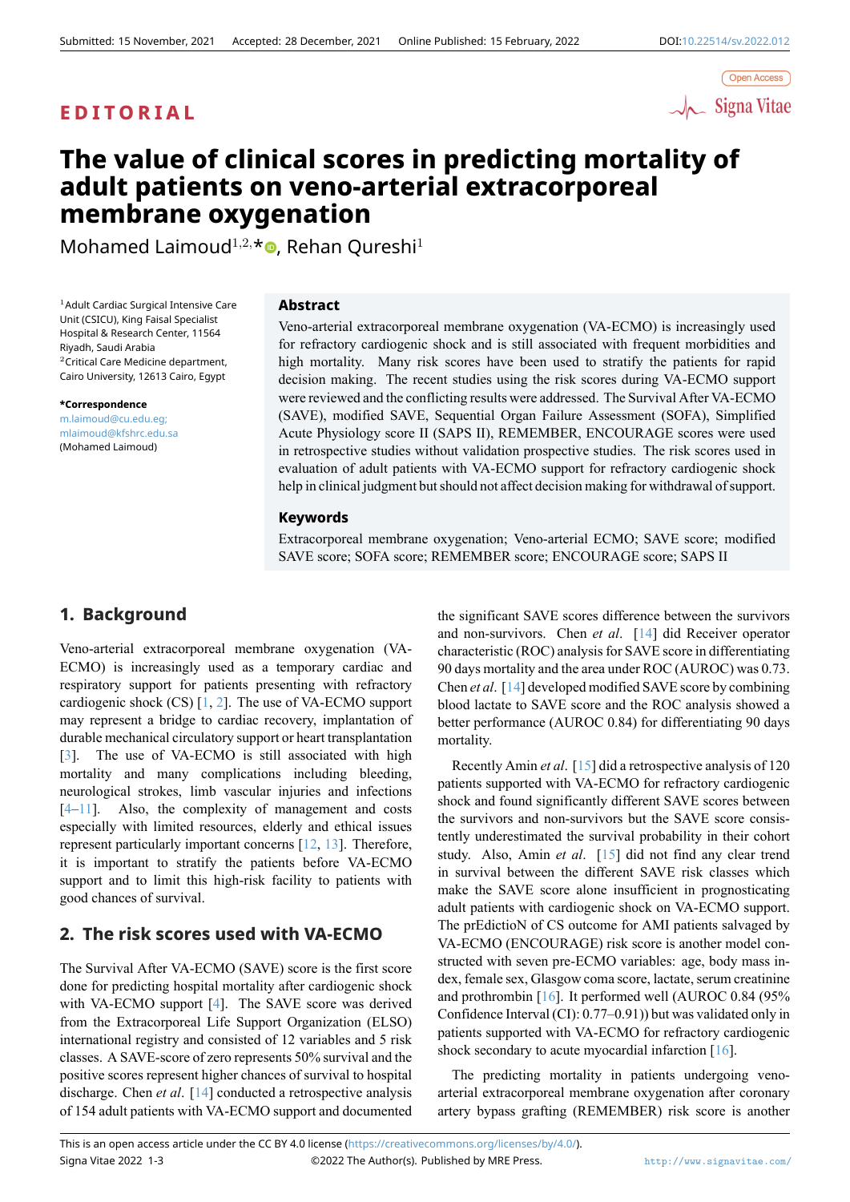EDITORIAL

# The value of clinical scores in predicting mortality of adult patients on veno-arterial extracorporeal membrane oxygenation

Mohamed Laimoud[1,2,*], Rehan Qureshi[1]

[1]Adult Cardiac Surgical Intensive Care Unit (CSICU), King Faisal Specialist Hospital & Research Center, 11564 Riyadh, Saudi Arabia
[2]Critical Care Medicine department, Cairo University, 12613 Cairo, Egypt

**\*Correspondence**
m.laimoud@cu.edu.eg; mlaimoud@kfshrc.edu.sa
(Mohamed Laimoud)

## Abstract

Veno-arterial extracorporeal membrane oxygenation (VA-ECMO) is increasingly used for refractory cardiogenic shock and is still associated with frequent morbidities and high mortality. Many risk scores have been used to stratify the patients for rapid decision making. The recent studies using the risk scores during VA-ECMO support were reviewed and the conflicting results were addressed. The Survival After VA-ECMO (SAVE), modified SAVE, Sequential Organ Failure Assessment (SOFA), Simplified Acute Physiology score II (SAPS II), REMEMBER, ENCOURAGE scores were used in retrospective studies without validation prospective studies. The risk scores used in evaluation of adult patients with VA-ECMO support for refractory cardiogenic shock help in clinical judgment but should not affect decision making for withdrawal of support.

## Keywords

Extracorporeal membrane oxygenation; Veno-arterial ECMO; SAVE score; modified SAVE score; SOFA score; REMEMBER score; ENCOURAGE score; SAPS II

## 1. Background

Veno-arterial extracorporeal membrane oxygenation (VA-ECMO) is increasingly used as a temporary cardiac and respiratory support for patients presenting with refractory cardiogenic shock (CS) [1, 2]. The use of VA-ECMO support may represent a bridge to cardiac recovery, implantation of durable mechanical circulatory support or heart transplantation [3]. The use of VA-ECMO is still associated with high mortality and many complications including bleeding, neurological strokes, limb vascular injuries and infections [4–11]. Also, the complexity of management and costs especially with limited resources, elderly and ethical issues represent particularly important concerns [12, 13]. Therefore, it is important to stratify the patients before VA-ECMO support and to limit this high-risk facility to patients with good chances of survival.

## 2. The risk scores used with VA-ECMO

The Survival After VA-ECMO (SAVE) score is the first score done for predicting hospital mortality after cardiogenic shock with VA-ECMO support [4]. The SAVE score was derived from the Extracorporeal Life Support Organization (ELSO) international registry and consisted of 12 variables and 5 risk classes. A SAVE-score of zero represents 50% survival and the positive scores represent higher chances of survival to hospital discharge. Chen *et al*. [14] conducted a retrospective analysis of 154 adult patients with VA-ECMO support and documented the significant SAVE scores difference between the survivors and non-survivors. Chen *et al*. [14] did Receiver operator characteristic (ROC) analysis for SAVE score in differentiating 90 days mortality and the area under ROC (AUROC) was 0.73. Chen *et al*. [14] developed modified SAVE score by combining blood lactate to SAVE score and the ROC analysis showed a better performance (AUROC 0.84) for differentiating 90 days mortality.

Recently Amin *et al*. [15] did a retrospective analysis of 120 patients supported with VA-ECMO for refractory cardiogenic shock and found significantly different SAVE scores between the survivors and non-survivors but the SAVE score consistently underestimated the survival probability in their cohort study. Also, Amin *et al*. [15] did not find any clear trend in survival between the different SAVE risk classes which make the SAVE score alone insufficient in prognosticating adult patients with cardiogenic shock on VA-ECMO support. The prEdictioN of CS outcome for AMI patients salvaged by VA-ECMO (ENCOURAGE) risk score is another model constructed with seven pre-ECMO variables: age, body mass index, female sex, Glasgow coma score, lactate, serum creatinine and prothrombin [16]. It performed well (AUROC 0.84 (95% Confidence Interval (CI): 0.77–0.91)) but was validated only in patients supported with VA-ECMO for refractory cardiogenic shock secondary to acute myocardial infarction [16].

The predicting mortality in patients undergoing veno-arterial extracorporeal membrane oxygenation after coronary artery bypass grafting (REMEMBER) risk score is another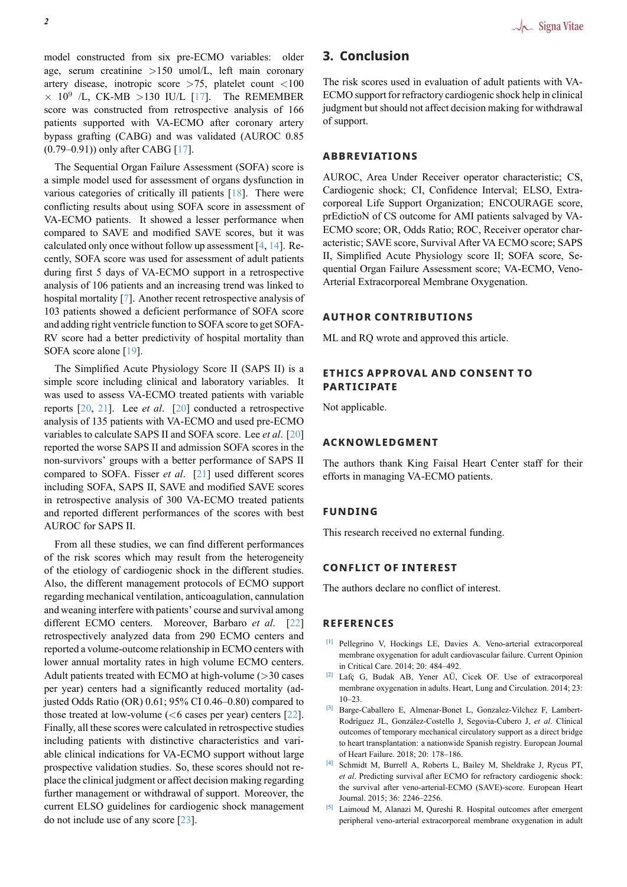model constructed from six pre-ECMO variables: older age, serum creatinine >150 umol/L, left main coronary artery disease, inotropic score >75, platelet count <100 $\times$ $10^9$ /L, CK-MB >130 IU/L [17]. The REMEMBER score was constructed from retrospective analysis of 166 patients supported with VA-ECMO after coronary artery bypass grafting (CABG) and was validated (AUROC 0.85 (0.79–0.91)) only after CABG [17].

The Sequential Organ Failure Assessment (SOFA) score is a simple model used for assessment of organs dysfunction in various categories of critically ill patients [18]. There were conflicting results about using SOFA score in assessment of VA-ECMO patients. It showed a lesser performance when compared to SAVE and modified SAVE scores, but it was calculated only once without follow up assessment [4, 14]. Recently, SOFA score was used for assessment of adult patients during first 5 days of VA-ECMO support in a retrospective analysis of 106 patients and an increasing trend was linked to hospital mortality [7]. Another recent retrospective analysis of 103 patients showed a deficient performance of SOFA score and adding right ventricle function to SOFA score to get SOFA-RV score had a better predictivity of hospital mortality than SOFA score alone [19].

The Simplified Acute Physiology Score II (SAPS II) is a simple score including clinical and laboratory variables. It was used to assess VA-ECMO treated patients with variable reports [20, 21]. Lee *et al*. [20] conducted a retrospective analysis of 135 patients with VA-ECMO and used pre-ECMO variables to calculate SAPS II and SOFA score. Lee *et al*. [20] reported the worse SAPS II and admission SOFA scores in the non-survivors' groups with a better performance of SAPS II compared to SOFA. Fisser *et al*. [21] used different scores including SOFA, SAPS II, SAVE and modified SAVE scores in retrospective analysis of 300 VA-ECMO treated patients and reported different performances of the scores with best AUROC for SAPS II.

From all these studies, we can find different performances of the risk scores which may result from the heterogeneity of the etiology of cardiogenic shock in the different studies. Also, the different management protocols of ECMO support regarding mechanical ventilation, anticoagulation, cannulation and weaning interfere with patients' course and survival among different ECMO centers. Moreover, Barbaro *et al*. [22] retrospectively analyzed data from 290 ECMO centers and reported a volume-outcome relationship in ECMO centers with lower annual mortality rates in high volume ECMO centers. Adult patients treated with ECMO at high-volume (>30 cases per year) centers had a significantly reduced mortality (adjusted Odds Ratio (OR) 0.61; 95% CI 0.46–0.80) compared to those treated at low-volume (<6 cases per year) centers [22]. Finally, all these scores were calculated in retrospective studies including patients with distinctive characteristics and variable clinical indications for VA-ECMO support without large prospective validation studies. So, these scores should not replace the clinical judgment or affect decision making regarding further management or withdrawal of support. Moreover, the current ELSO guidelines for cardiogenic shock management do not include use of any score [23].

## 3. Conclusion

The risk scores used in evaluation of adult patients with VA-ECMO support for refractory cardiogenic shock help in clinical judgment but should not affect decision making for withdrawal of support.

### ABBREVIATIONS

AUROC, Area Under Receiver operator characteristic; CS, Cardiogenic shock; CI, Confidence Interval; ELSO, Extra-corporeal Life Support Organization; ENCOURAGE score, prEdictioN of CS outcome for AMI patients salvaged by VA-ECMO score; OR, Odds Ratio; ROC, Receiver operator characteristic; SAVE score, Survival After VA ECMO score; SAPS II, Simplified Acute Physiology score II; SOFA score, Sequential Organ Failure Assessment score; VA-ECMO, Veno-Arterial Extracorporeal Membrane Oxygenation.

### AUTHOR CONTRIBUTIONS

ML and RQ wrote and approved this article.

### ETHICS APPROVAL AND CONSENT TO PARTICIPATE

Not applicable.

### ACKNOWLEDGMENT

The authors thank King Faisal Heart Center staff for their efforts in managing VA-ECMO patients.

### FUNDING

This research received no external funding.

### CONFLICT OF INTEREST

The authors declare no conflict of interest.

### REFERENCES

[1] Pellegrino V, Hockings LE, Davies A. Veno-arterial extracorporeal membrane oxygenation for adult cardiovascular failure. Current Opinion in Critical Care. 2014; 20: 484–492.

[2] Lafç G, Budak AB, Yener AÜ, Cicek OF. Use of extracorporeal membrane oxygenation in adults. Heart, Lung and Circulation. 2014; 23: 10–23.

[3] Barge-Caballero E, Almenar-Bonet L, Gonzalez-Vilchez F, Lambert-Rodríguez JL, González-Costello J, Segovia-Cubero J, *et al*. Clinical outcomes of temporary mechanical circulatory support as a direct bridge to heart transplantation: a nationwide Spanish registry. European Journal of Heart Failure. 2018; 20: 178–186.

[4] Schmidt M, Burrell A, Roberts L, Bailey M, Sheldrake J, Rycus PT, *et al*. Predicting survival after ECMO for refractory cardiogenic shock: the survival after veno-arterial-ECMO (SAVE)-score. European Heart Journal. 2015; 36: 2246–2256.

[5] Laimoud M, Alanazi M, Qureshi R. Hospital outcomes after emergent peripheral veno-arterial extracorporeal membrane oxygenation in adult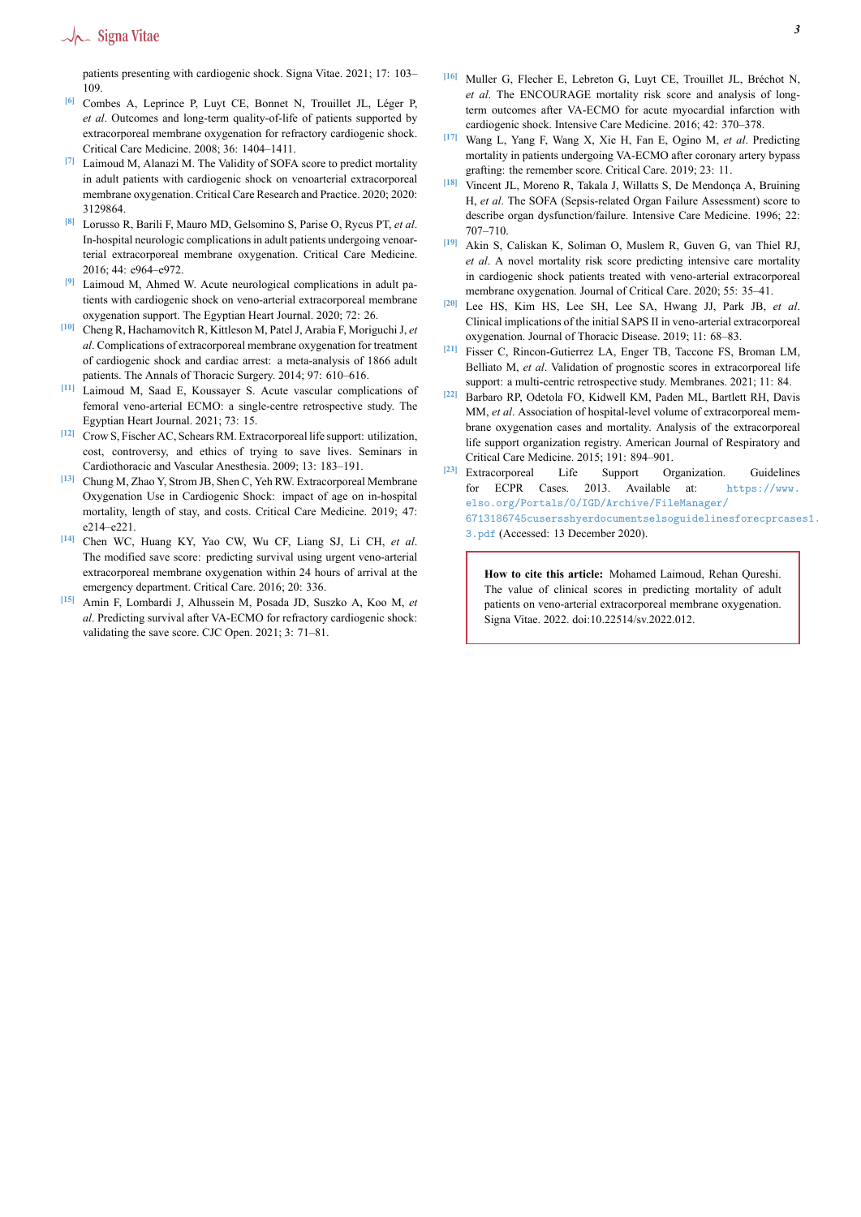patients presenting with cardiogenic shock. Signa Vitae. 2021; 17: 103–109.

[6] Combes A, Leprince P, Luyt CE, Bonnet N, Trouillet JL, Léger P, *et al*. Outcomes and long-term quality-of-life of patients supported by extracorporeal membrane oxygenation for refractory cardiogenic shock. Critical Care Medicine. 2008; 36: 1404–1411.

[7] Laimoud M, Alanazi M. The Validity of SOFA score to predict mortality in adult patients with cardiogenic shock on venoarterial extracorporeal membrane oxygenation. Critical Care Research and Practice. 2020; 2020: 3129864.

[8] Lorusso R, Barili F, Mauro MD, Gelsomino S, Parise O, Rycus PT, *et al*. In-hospital neurologic complications in adult patients undergoing venoarterial extracorporeal membrane oxygenation. Critical Care Medicine. 2016; 44: e964–e972.

[9] Laimoud M, Ahmed W. Acute neurological complications in adult patients with cardiogenic shock on veno-arterial extracorporeal membrane oxygenation support. The Egyptian Heart Journal. 2020; 72: 26.

[10] Cheng R, Hachamovitch R, Kittleson M, Patel J, Arabia F, Moriguchi J, *et al*. Complications of extracorporeal membrane oxygenation for treatment of cardiogenic shock and cardiac arrest: a meta-analysis of 1866 adult patients. The Annals of Thoracic Surgery. 2014; 97: 610–616.

[11] Laimoud M, Saad E, Koussayer S. Acute vascular complications of femoral veno-arterial ECMO: a single-centre retrospective study. The Egyptian Heart Journal. 2021; 73: 15.

[12] Crow S, Fischer AC, Schears RM. Extracorporeal life support: utilization, cost, controversy, and ethics of trying to save lives. Seminars in Cardiothoracic and Vascular Anesthesia. 2009; 13: 183–191.

[13] Chung M, Zhao Y, Strom JB, Shen C, Yeh RW. Extracorporeal Membrane Oxygenation Use in Cardiogenic Shock: impact of age on in-hospital mortality, length of stay, and costs. Critical Care Medicine. 2019; 47: e214–e221.

[14] Chen WC, Huang KY, Yao CW, Wu CF, Liang SJ, Li CH, *et al*. The modified save score: predicting survival using urgent veno-arterial extracorporeal membrane oxygenation within 24 hours of arrival at the emergency department. Critical Care. 2016; 20: 336.

[15] Amin F, Lombardi J, Alhussein M, Posada JD, Suszko A, Koo M, *et al*. Predicting survival after VA-ECMO for refractory cardiogenic shock: validating the save score. CJC Open. 2021; 3: 71–81.

[16] Muller G, Flecher E, Lebreton G, Luyt CE, Trouillet JL, Bréchot N, *et al*. The ENCOURAGE mortality risk score and analysis of long-term outcomes after VA-ECMO for acute myocardial infarction with cardiogenic shock. Intensive Care Medicine. 2016; 42: 370–378.

[17] Wang L, Yang F, Wang X, Xie H, Fan E, Ogino M, *et al*. Predicting mortality in patients undergoing VA-ECMO after coronary artery bypass grafting: the remember score. Critical Care. 2019; 23: 11.

[18] Vincent JL, Moreno R, Takala J, Willatts S, De Mendonça A, Bruining H, *et al*. The SOFA (Sepsis-related Organ Failure Assessment) score to describe organ dysfunction/failure. Intensive Care Medicine. 1996; 22: 707–710.

[19] Akin S, Caliskan K, Soliman O, Muslem R, Guven G, van Thiel RJ, *et al*. A novel mortality risk score predicting intensive care mortality in cardiogenic shock patients treated with veno-arterial extracorporeal membrane oxygenation. Journal of Critical Care. 2020; 55: 35–41.

[20] Lee HS, Kim HS, Lee SH, Lee SA, Hwang JJ, Park JB, *et al*. Clinical implications of the initial SAPS II in veno-arterial extracorporeal oxygenation. Journal of Thoracic Disease. 2019; 11: 68–83.

[21] Fisser C, Rincon-Gutierrez LA, Enger TB, Taccone FS, Broman LM, Belliato M, *et al*. Validation of prognostic scores in extracorporeal life support: a multi-centric retrospective study. Membranes. 2021; 11: 84.

[22] Barbaro RP, Odetola FO, Kidwell KM, Paden ML, Bartlett RH, Davis MM, *et al*. Association of hospital-level volume of extracorporeal membrane oxygenation cases and mortality. Analysis of the extracorporeal life support organization registry. American Journal of Respiratory and Critical Care Medicine. 2015; 191: 894–901.

[23] Extracorporeal Life Support Organization. Guidelines for ECPR Cases. 2013. Available at: https://www.elso.org/Portals/0/IGD/Archive/FileManager/6713186745cusersshyerdocumentselsoguidelinesforecprcases1.3.pdf (Accessed: 13 December 2020).

**How to cite this article:** Mohamed Laimoud, Rehan Qureshi. The value of clinical scores in predicting mortality of adult patients on veno-arterial extracorporeal membrane oxygenation. Signa Vitae. 2022. doi:10.22514/sv.2022.012.